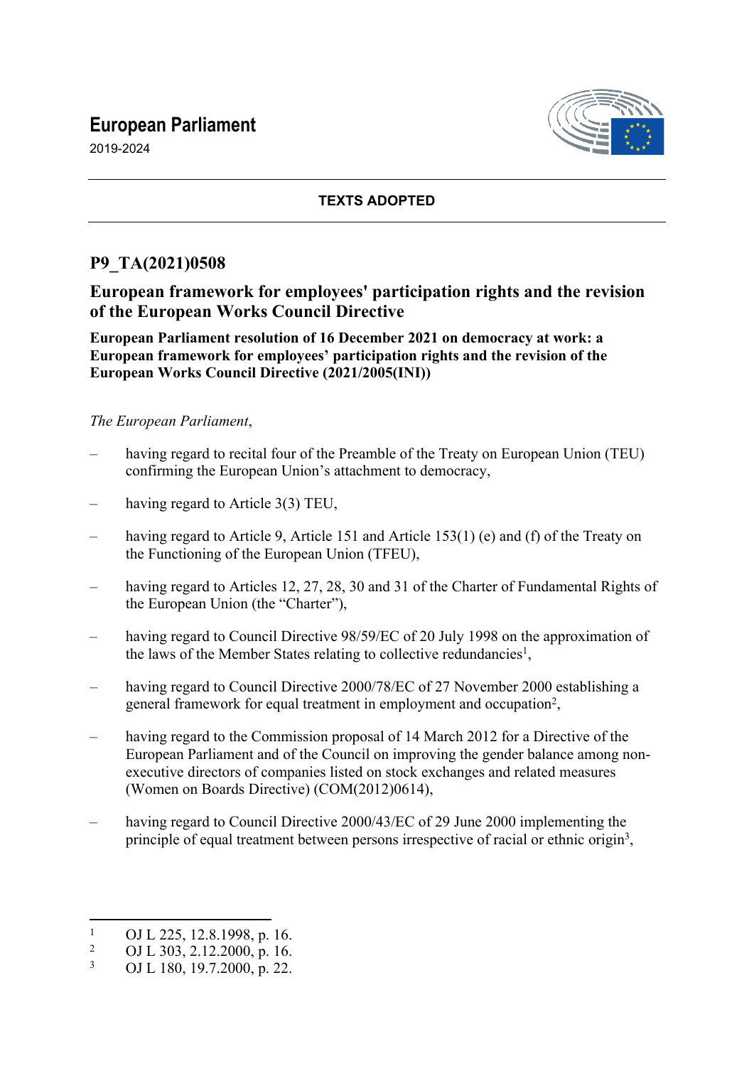# European Parliament

2019-2024

**TEXTS ADOPTED**

## P9_TA(2021)0508

### European framework for employees' participation rights and the revision of the European Works Council Directive

**European Parliament resolution of 16 December 2021 on democracy at work: a European framework for employees' participation rights and the revision of the European Works Council Directive (2021/2005(INI))**

*The European Parliament*,

– having regard to recital four of the Preamble of the Treaty on European Union (TEU) confirming the European Union's attachment to democracy,

– having regard to Article 3(3) TEU,

– having regard to Article 9, Article 151 and Article 153(1) (e) and (f) of the Treaty on the Functioning of the European Union (TFEU),

– having regard to Articles 12, 27, 28, 30 and 31 of the Charter of Fundamental Rights of the European Union (the "Charter"),

– having regard to Council Directive 98/59/EC of 20 July 1998 on the approximation of the laws of the Member States relating to collective redundancies[1],

– having regard to Council Directive 2000/78/EC of 27 November 2000 establishing a general framework for equal treatment in employment and occupation[2],

– having regard to the Commission proposal of 14 March 2012 for a Directive of the European Parliament and of the Council on improving the gender balance among non-executive directors of companies listed on stock exchanges and related measures (Women on Boards Directive) (COM(2012)0614),

– having regard to Council Directive 2000/43/EC of 29 June 2000 implementing the principle of equal treatment between persons irrespective of racial or ethnic origin[3],

---

[1] OJ L 225, 12.8.1998, p. 16.
[2] OJ L 303, 2.12.2000, p. 16.
[3] OJ L 180, 19.7.2000, p. 22.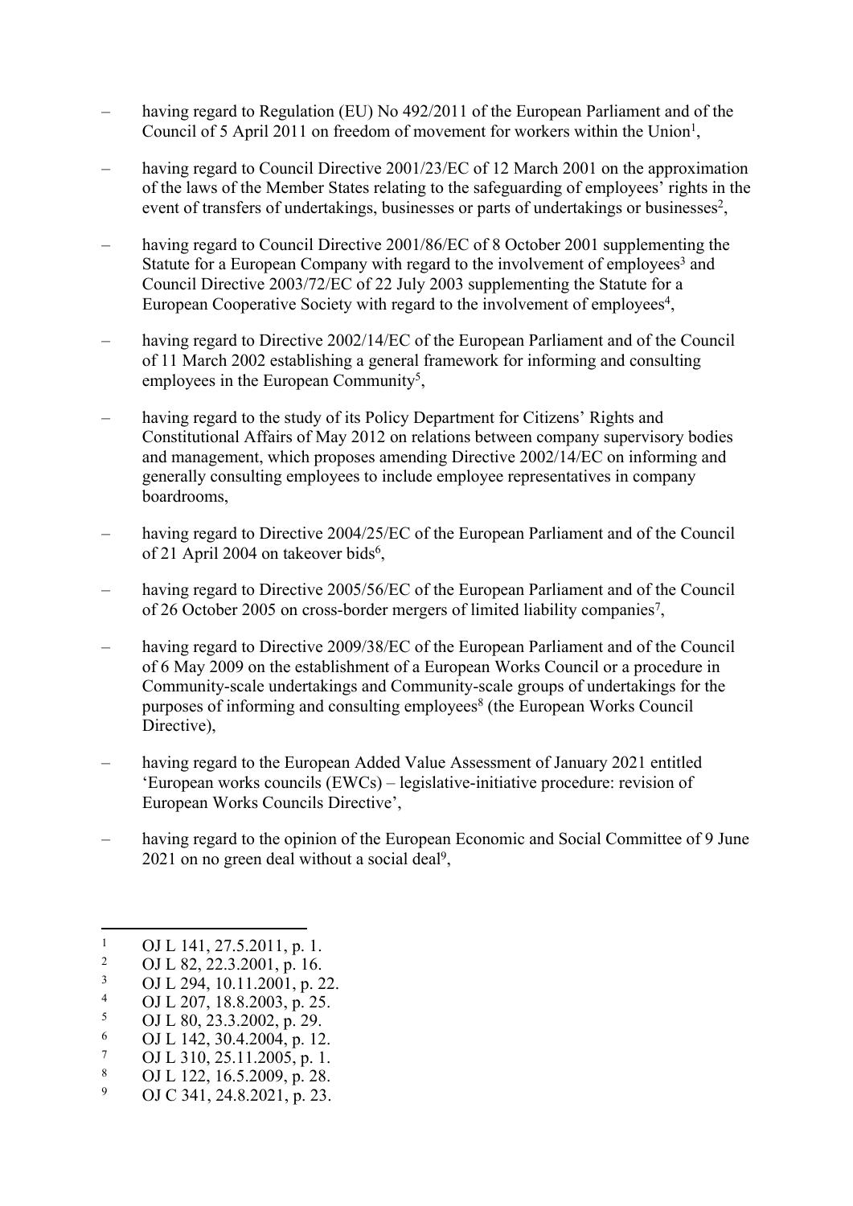– having regard to Regulation (EU) No 492/2011 of the European Parliament and of the Council of 5 April 2011 on freedom of movement for workers within the Union[1],

– having regard to Council Directive 2001/23/EC of 12 March 2001 on the approximation of the laws of the Member States relating to the safeguarding of employees' rights in the event of transfers of undertakings, businesses or parts of undertakings or businesses[2],

– having regard to Council Directive 2001/86/EC of 8 October 2001 supplementing the Statute for a European Company with regard to the involvement of employees[3] and Council Directive 2003/72/EC of 22 July 2003 supplementing the Statute for a European Cooperative Society with regard to the involvement of employees[4],

– having regard to Directive 2002/14/EC of the European Parliament and of the Council of 11 March 2002 establishing a general framework for informing and consulting employees in the European Community[5],

– having regard to the study of its Policy Department for Citizens' Rights and Constitutional Affairs of May 2012 on relations between company supervisory bodies and management, which proposes amending Directive 2002/14/EC on informing and generally consulting employees to include employee representatives in company boardrooms,

– having regard to Directive 2004/25/EC of the European Parliament and of the Council of 21 April 2004 on takeover bids[6],

– having regard to Directive 2005/56/EC of the European Parliament and of the Council of 26 October 2005 on cross-border mergers of limited liability companies[7],

– having regard to Directive 2009/38/EC of the European Parliament and of the Council of 6 May 2009 on the establishment of a European Works Council or a procedure in Community-scale undertakings and Community-scale groups of undertakings for the purposes of informing and consulting employees[8] (the European Works Council Directive),

– having regard to the European Added Value Assessment of January 2021 entitled 'European works councils (EWCs) – legislative-initiative procedure: revision of European Works Councils Directive',

– having regard to the opinion of the European Economic and Social Committee of 9 June 2021 on no green deal without a social deal[9],

---

[1] OJ L 141, 27.5.2011, p. 1.
[2] OJ L 82, 22.3.2001, p. 16.
[3] OJ L 294, 10.11.2001, p. 22.
[4] OJ L 207, 18.8.2003, p. 25.
[5] OJ L 80, 23.3.2002, p. 29.
[6] OJ L 142, 30.4.2004, p. 12.
[7] OJ L 310, 25.11.2005, p. 1.
[8] OJ L 122, 16.5.2009, p. 28.
[9] OJ C 341, 24.8.2021, p. 23.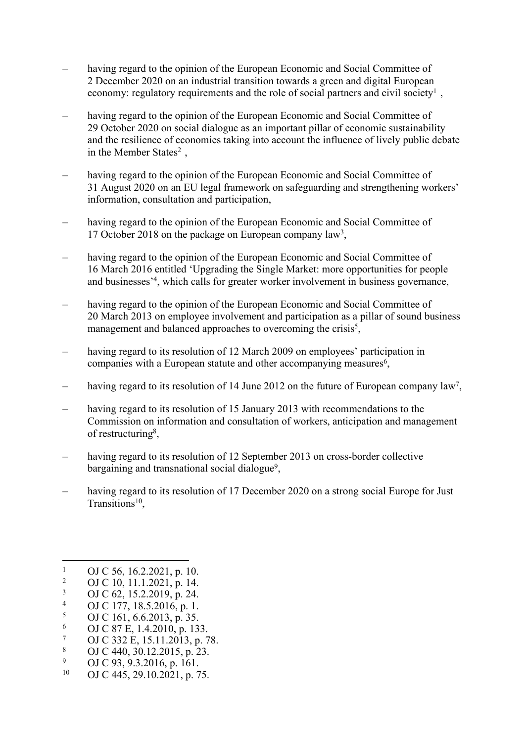– having regard to the opinion of the European Economic and Social Committee of 2 December 2020 on an industrial transition towards a green and digital European economy: regulatory requirements and the role of social partners and civil society[1] ,

– having regard to the opinion of the European Economic and Social Committee of 29 October 2020 on social dialogue as an important pillar of economic sustainability and the resilience of economies taking into account the influence of lively public debate in the Member States[2] ,

– having regard to the opinion of the European Economic and Social Committee of 31 August 2020 on an EU legal framework on safeguarding and strengthening workers' information, consultation and participation,

– having regard to the opinion of the European Economic and Social Committee of 17 October 2018 on the package on European company law[3],

– having regard to the opinion of the European Economic and Social Committee of 16 March 2016 entitled 'Upgrading the Single Market: more opportunities for people and businesses'[4], which calls for greater worker involvement in business governance,

– having regard to the opinion of the European Economic and Social Committee of 20 March 2013 on employee involvement and participation as a pillar of sound business management and balanced approaches to overcoming the crisis[5],

– having regard to its resolution of 12 March 2009 on employees' participation in companies with a European statute and other accompanying measures[6],

– having regard to its resolution of 14 June 2012 on the future of European company law[7],

– having regard to its resolution of 15 January 2013 with recommendations to the Commission on information and consultation of workers, anticipation and management of restructuring[8],

– having regard to its resolution of 12 September 2013 on cross-border collective bargaining and transnational social dialogue[9],

– having regard to its resolution of 17 December 2020 on a strong social Europe for Just Transitions[10],

---

[1] OJ C 56, 16.2.2021, p. 10.
[2] OJ C 10, 11.1.2021, p. 14.
[3] OJ C 62, 15.2.2019, p. 24.
[4] OJ C 177, 18.5.2016, p. 1.
[5] OJ C 161, 6.6.2013, p. 35.
[6] OJ C 87 E, 1.4.2010, p. 133.
[7] OJ C 332 E, 15.11.2013, p. 78.
[8] OJ C 440, 30.12.2015, p. 23.
[9] OJ C 93, 9.3.2016, p. 161.
[10] OJ C 445, 29.10.2021, p. 75.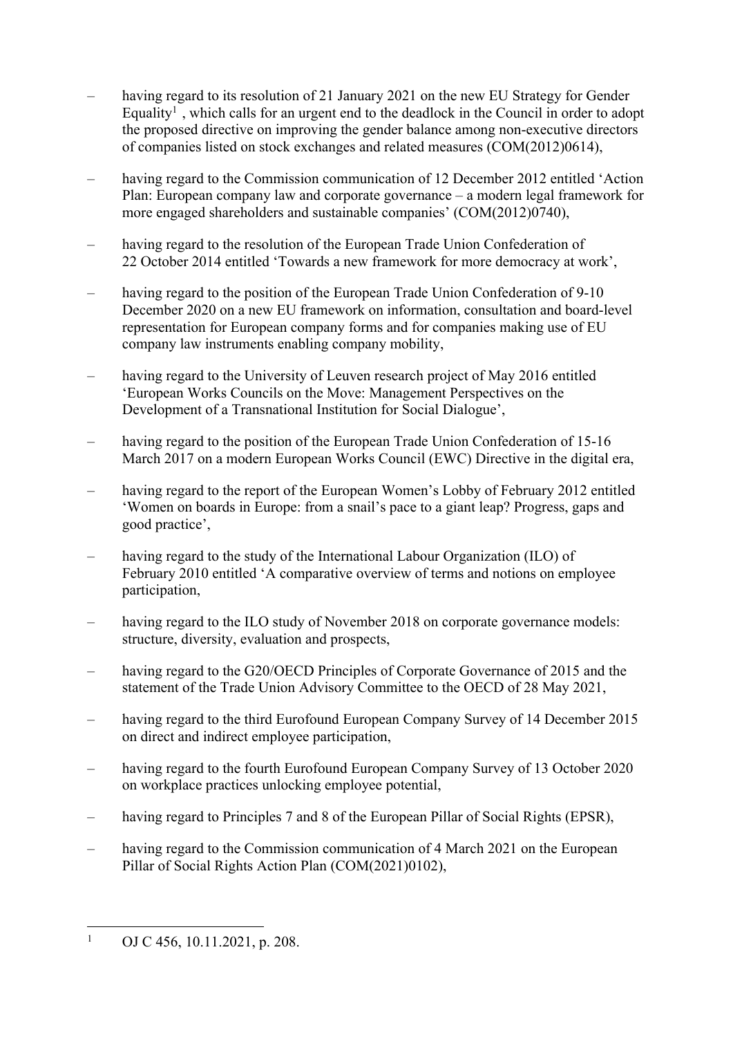– having regard to its resolution of 21 January 2021 on the new EU Strategy for Gender Equality[1] , which calls for an urgent end to the deadlock in the Council in order to adopt the proposed directive on improving the gender balance among non-executive directors of companies listed on stock exchanges and related measures (COM(2012)0614),

– having regard to the Commission communication of 12 December 2012 entitled 'Action Plan: European company law and corporate governance – a modern legal framework for more engaged shareholders and sustainable companies' (COM(2012)0740),

– having regard to the resolution of the European Trade Union Confederation of 22 October 2014 entitled 'Towards a new framework for more democracy at work',

– having regard to the position of the European Trade Union Confederation of 9-10 December 2020 on a new EU framework on information, consultation and board-level representation for European company forms and for companies making use of EU company law instruments enabling company mobility,

– having regard to the University of Leuven research project of May 2016 entitled 'European Works Councils on the Move: Management Perspectives on the Development of a Transnational Institution for Social Dialogue',

– having regard to the position of the European Trade Union Confederation of 15-16 March 2017 on a modern European Works Council (EWC) Directive in the digital era,

– having regard to the report of the European Women's Lobby of February 2012 entitled 'Women on boards in Europe: from a snail's pace to a giant leap? Progress, gaps and good practice',

– having regard to the study of the International Labour Organization (ILO) of February 2010 entitled 'A comparative overview of terms and notions on employee participation,

– having regard to the ILO study of November 2018 on corporate governance models: structure, diversity, evaluation and prospects,

– having regard to the G20/OECD Principles of Corporate Governance of 2015 and the statement of the Trade Union Advisory Committee to the OECD of 28 May 2021,

– having regard to the third Eurofound European Company Survey of 14 December 2015 on direct and indirect employee participation,

– having regard to the fourth Eurofound European Company Survey of 13 October 2020 on workplace practices unlocking employee potential,

– having regard to Principles 7 and 8 of the European Pillar of Social Rights (EPSR),

– having regard to the Commission communication of 4 March 2021 on the European Pillar of Social Rights Action Plan (COM(2021)0102),

[1] OJ C 456, 10.11.2021, p. 208.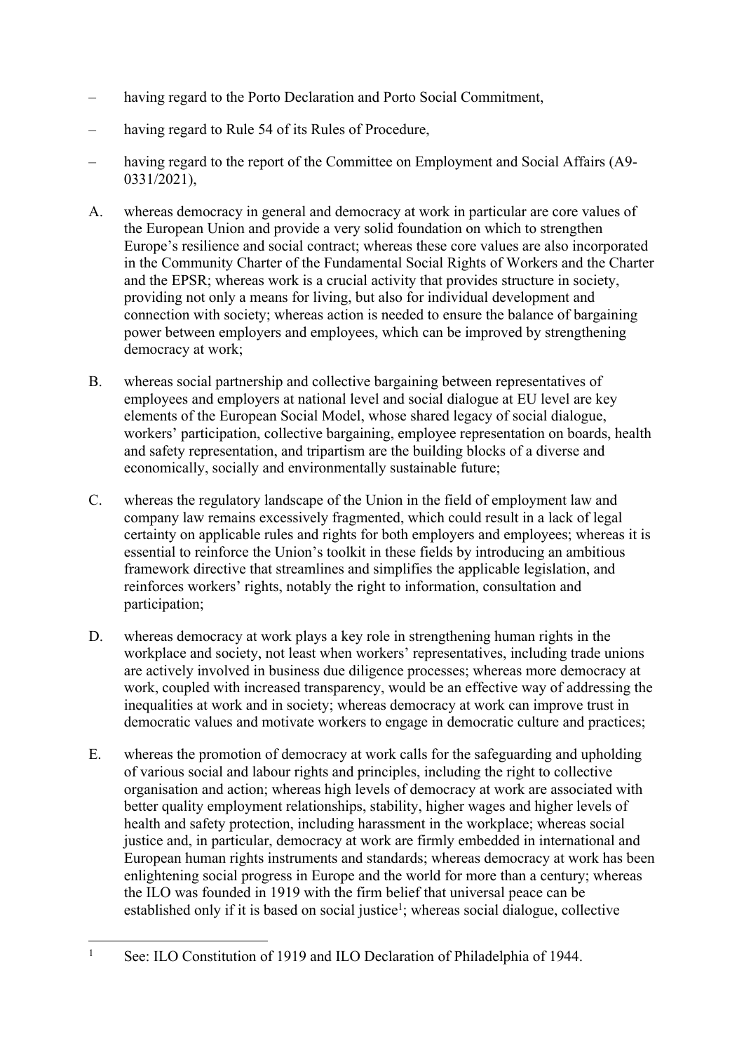– having regard to the Porto Declaration and Porto Social Commitment,

– having regard to Rule 54 of its Rules of Procedure,

– having regard to the report of the Committee on Employment and Social Affairs (A9-0331/2021),

A. whereas democracy in general and democracy at work in particular are core values of the European Union and provide a very solid foundation on which to strengthen Europe's resilience and social contract; whereas these core values are also incorporated in the Community Charter of the Fundamental Social Rights of Workers and the Charter and the EPSR; whereas work is a crucial activity that provides structure in society, providing not only a means for living, but also for individual development and connection with society; whereas action is needed to ensure the balance of bargaining power between employers and employees, which can be improved by strengthening democracy at work;

B. whereas social partnership and collective bargaining between representatives of employees and employers at national level and social dialogue at EU level are key elements of the European Social Model, whose shared legacy of social dialogue, workers' participation, collective bargaining, employee representation on boards, health and safety representation, and tripartism are the building blocks of a diverse and economically, socially and environmentally sustainable future;

C. whereas the regulatory landscape of the Union in the field of employment law and company law remains excessively fragmented, which could result in a lack of legal certainty on applicable rules and rights for both employers and employees; whereas it is essential to reinforce the Union's toolkit in these fields by introducing an ambitious framework directive that streamlines and simplifies the applicable legislation, and reinforces workers' rights, notably the right to information, consultation and participation;

D. whereas democracy at work plays a key role in strengthening human rights in the workplace and society, not least when workers' representatives, including trade unions are actively involved in business due diligence processes; whereas more democracy at work, coupled with increased transparency, would be an effective way of addressing the inequalities at work and in society; whereas democracy at work can improve trust in democratic values and motivate workers to engage in democratic culture and practices;

E. whereas the promotion of democracy at work calls for the safeguarding and upholding of various social and labour rights and principles, including the right to collective organisation and action; whereas high levels of democracy at work are associated with better quality employment relationships, stability, higher wages and higher levels of health and safety protection, including harassment in the workplace; whereas social justice and, in particular, democracy at work are firmly embedded in international and European human rights instruments and standards; whereas democracy at work has been enlightening social progress in Europe and the world for more than a century; whereas the ILO was founded in 1919 with the firm belief that universal peace can be established only if it is based on social justice[1]; whereas social dialogue, collective

[1] See: ILO Constitution of 1919 and ILO Declaration of Philadelphia of 1944.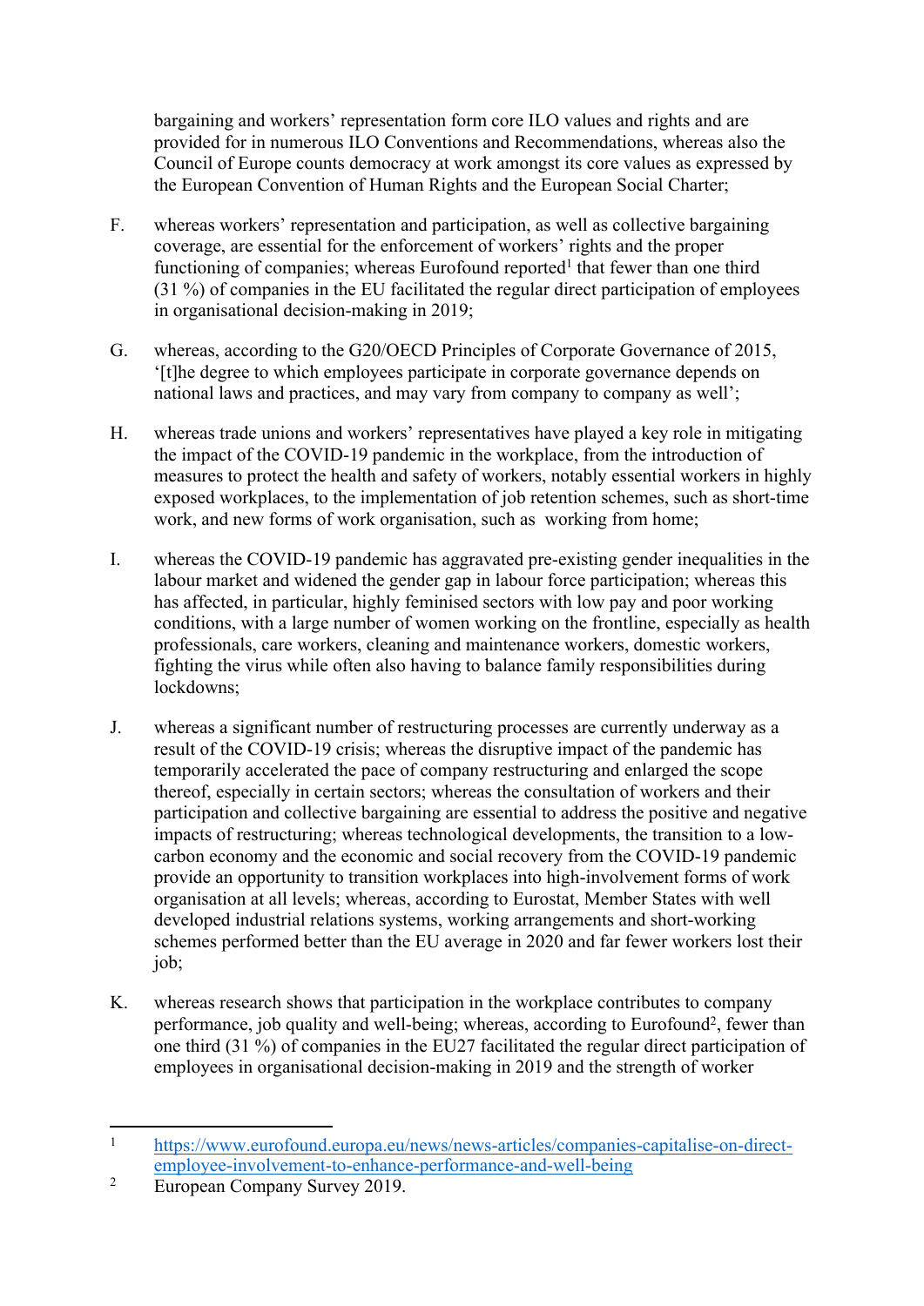bargaining and workers' representation form core ILO values and rights and are provided for in numerous ILO Conventions and Recommendations, whereas also the Council of Europe counts democracy at work amongst its core values as expressed by the European Convention of Human Rights and the European Social Charter;

F. whereas workers' representation and participation, as well as collective bargaining coverage, are essential for the enforcement of workers' rights and the proper functioning of companies; whereas Eurofound reported[1] that fewer than one third (31 %) of companies in the EU facilitated the regular direct participation of employees in organisational decision-making in 2019;

G. whereas, according to the G20/OECD Principles of Corporate Governance of 2015, '[t]he degree to which employees participate in corporate governance depends on national laws and practices, and may vary from company to company as well';

H. whereas trade unions and workers' representatives have played a key role in mitigating the impact of the COVID-19 pandemic in the workplace, from the introduction of measures to protect the health and safety of workers, notably essential workers in highly exposed workplaces, to the implementation of job retention schemes, such as short-time work, and new forms of work organisation, such as working from home;

I. whereas the COVID-19 pandemic has aggravated pre-existing gender inequalities in the labour market and widened the gender gap in labour force participation; whereas this has affected, in particular, highly feminised sectors with low pay and poor working conditions, with a large number of women working on the frontline, especially as health professionals, care workers, cleaning and maintenance workers, domestic workers, fighting the virus while often also having to balance family responsibilities during lockdowns;

J. whereas a significant number of restructuring processes are currently underway as a result of the COVID-19 crisis; whereas the disruptive impact of the pandemic has temporarily accelerated the pace of company restructuring and enlarged the scope thereof, especially in certain sectors; whereas the consultation of workers and their participation and collective bargaining are essential to address the positive and negative impacts of restructuring; whereas technological developments, the transition to a low-carbon economy and the economic and social recovery from the COVID-19 pandemic provide an opportunity to transition workplaces into high-involvement forms of work organisation at all levels; whereas, according to Eurostat, Member States with well developed industrial relations systems, working arrangements and short-working schemes performed better than the EU average in 2020 and far fewer workers lost their job;

K. whereas research shows that participation in the workplace contributes to company performance, job quality and well-being; whereas, according to Eurofound[2], fewer than one third (31 %) of companies in the EU27 facilitated the regular direct participation of employees in organisational decision-making in 2019 and the strength of worker

---

[1] https://www.eurofound.europa.eu/news/news-articles/companies-capitalise-on-direct-employee-involvement-to-enhance-performance-and-well-being

[2] European Company Survey 2019.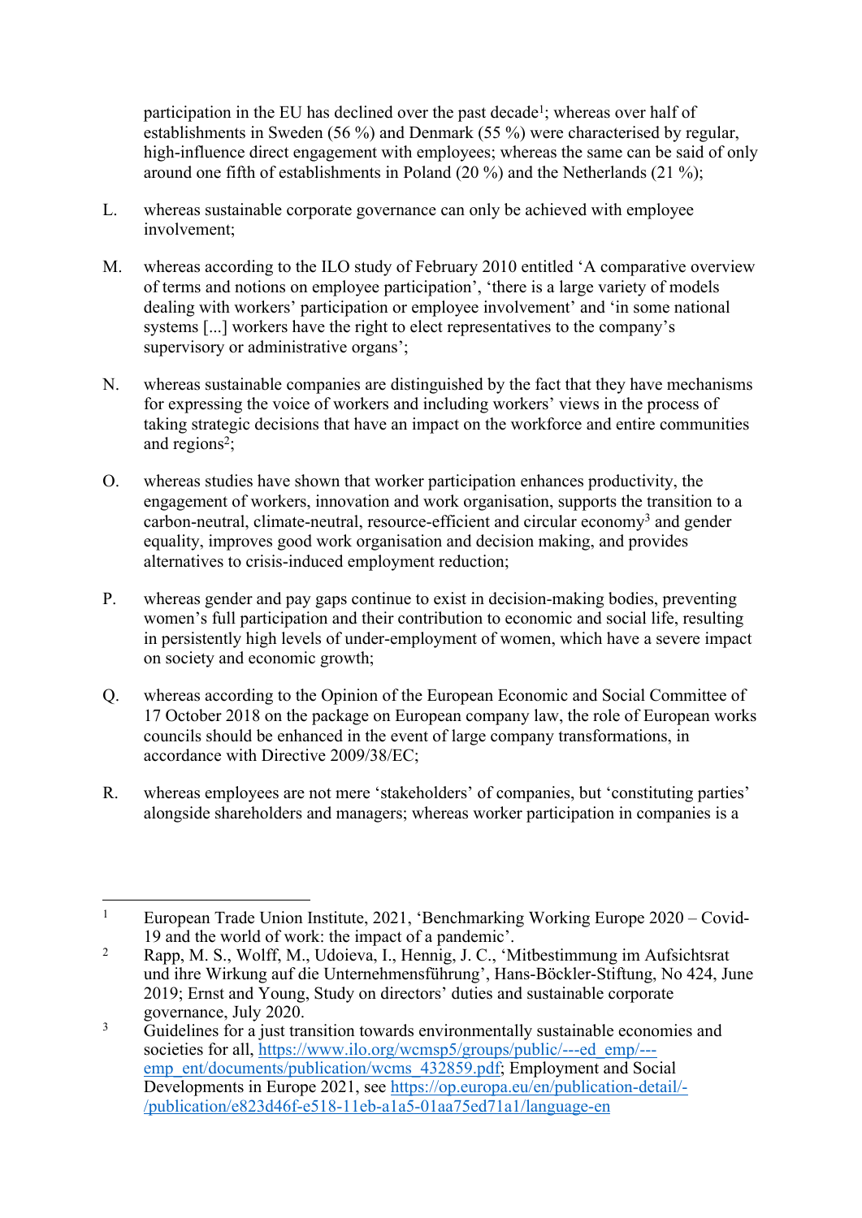participation in the EU has declined over the past decade[1]; whereas over half of establishments in Sweden (56 %) and Denmark (55 %) were characterised by regular, high-influence direct engagement with employees; whereas the same can be said of only around one fifth of establishments in Poland (20 %) and the Netherlands (21 %);

L. whereas sustainable corporate governance can only be achieved with employee involvement;

M. whereas according to the ILO study of February 2010 entitled 'A comparative overview of terms and notions on employee participation', 'there is a large variety of models dealing with workers' participation or employee involvement' and 'in some national systems [...] workers have the right to elect representatives to the company's supervisory or administrative organs';

N. whereas sustainable companies are distinguished by the fact that they have mechanisms for expressing the voice of workers and including workers' views in the process of taking strategic decisions that have an impact on the workforce and entire communities and regions[2];

O. whereas studies have shown that worker participation enhances productivity, the engagement of workers, innovation and work organisation, supports the transition to a carbon-neutral, climate-neutral, resource-efficient and circular economy[3] and gender equality, improves good work organisation and decision making, and provides alternatives to crisis-induced employment reduction;

P. whereas gender and pay gaps continue to exist in decision-making bodies, preventing women's full participation and their contribution to economic and social life, resulting in persistently high levels of under-employment of women, which have a severe impact on society and economic growth;

Q. whereas according to the Opinion of the European Economic and Social Committee of 17 October 2018 on the package on European company law, the role of European works councils should be enhanced in the event of large company transformations, in accordance with Directive 2009/38/EC;

R. whereas employees are not mere 'stakeholders' of companies, but 'constituting parties' alongside shareholders and managers; whereas worker participation in companies is a

---

[1] European Trade Union Institute, 2021, 'Benchmarking Working Europe 2020 – Covid-19 and the world of work: the impact of a pandemic'.

[2] Rapp, M. S., Wolff, M., Udoieva, I., Hennig, J. C., 'Mitbestimmung im Aufsichtsrat und ihre Wirkung auf die Unternehmensführung', Hans-Böckler-Stiftung, No 424, June 2019; Ernst and Young, Study on directors' duties and sustainable corporate governance, July 2020.

[3] Guidelines for a just transition towards environmentally sustainable economies and societies for all, https://www.ilo.org/wcmsp5/groups/public/---ed_emp/---emp_ent/documents/publication/wcms_432859.pdf; Employment and Social Developments in Europe 2021, see https://op.europa.eu/en/publication-detail/-/publication/e823d46f-e518-11eb-a1a5-01aa75ed71a1/language-en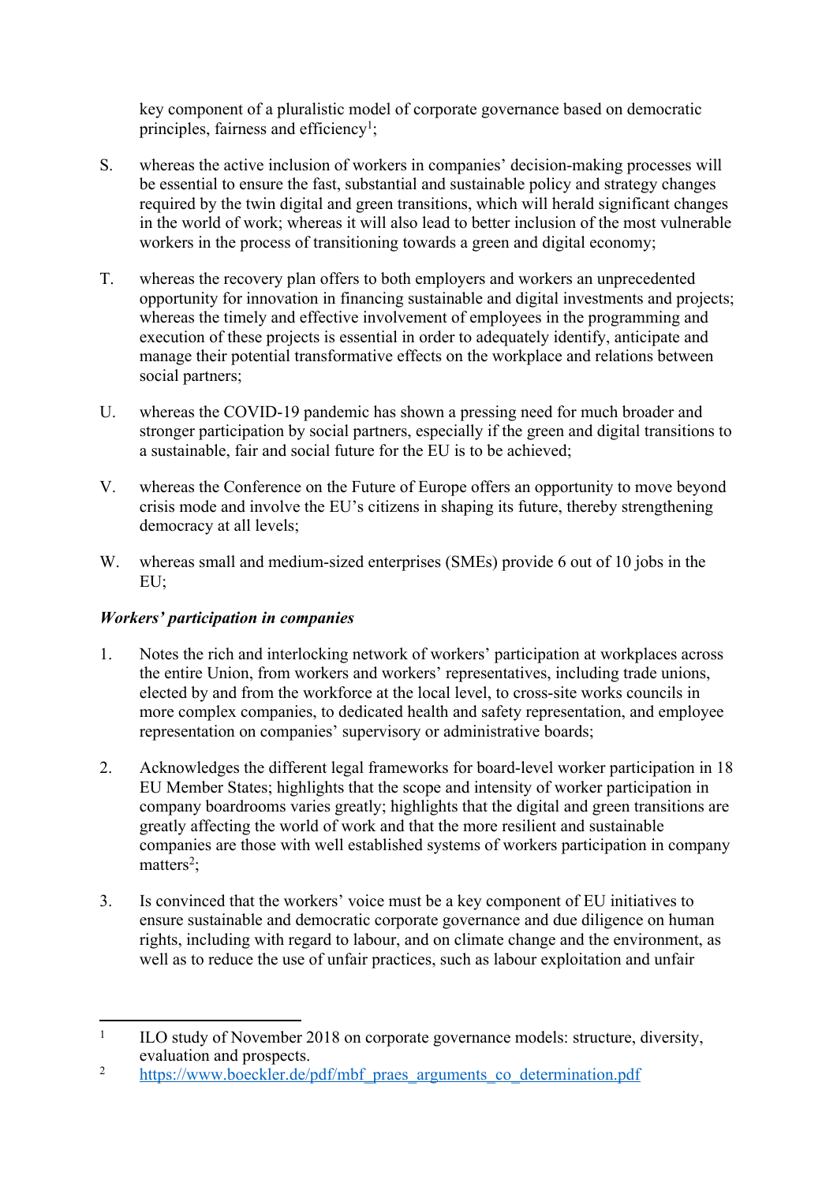key component of a pluralistic model of corporate governance based on democratic principles, fairness and efficiency[1];

S. whereas the active inclusion of workers in companies' decision-making processes will be essential to ensure the fast, substantial and sustainable policy and strategy changes required by the twin digital and green transitions, which will herald significant changes in the world of work; whereas it will also lead to better inclusion of the most vulnerable workers in the process of transitioning towards a green and digital economy;

T. whereas the recovery plan offers to both employers and workers an unprecedented opportunity for innovation in financing sustainable and digital investments and projects; whereas the timely and effective involvement of employees in the programming and execution of these projects is essential in order to adequately identify, anticipate and manage their potential transformative effects on the workplace and relations between social partners;

U. whereas the COVID-19 pandemic has shown a pressing need for much broader and stronger participation by social partners, especially if the green and digital transitions to a sustainable, fair and social future for the EU is to be achieved;

V. whereas the Conference on the Future of Europe offers an opportunity to move beyond crisis mode and involve the EU's citizens in shaping its future, thereby strengthening democracy at all levels;

W. whereas small and medium-sized enterprises (SMEs) provide 6 out of 10 jobs in the EU;

***Workers' participation in companies***

1. Notes the rich and interlocking network of workers' participation at workplaces across the entire Union, from workers and workers' representatives, including trade unions, elected by and from the workforce at the local level, to cross-site works councils in more complex companies, to dedicated health and safety representation, and employee representation on companies' supervisory or administrative boards;

2. Acknowledges the different legal frameworks for board-level worker participation in 18 EU Member States; highlights that the scope and intensity of worker participation in company boardrooms varies greatly; highlights that the digital and green transitions are greatly affecting the world of work and that the more resilient and sustainable companies are those with well established systems of workers participation in company matters[2];

3. Is convinced that the workers' voice must be a key component of EU initiatives to ensure sustainable and democratic corporate governance and due diligence on human rights, including with regard to labour, and on climate change and the environment, as well as to reduce the use of unfair practices, such as labour exploitation and unfair

---

[1] ILO study of November 2018 on corporate governance models: structure, diversity, evaluation and prospects.

[2] https://www.boeckler.de/pdf/mbf_praes_arguments_co_determination.pdf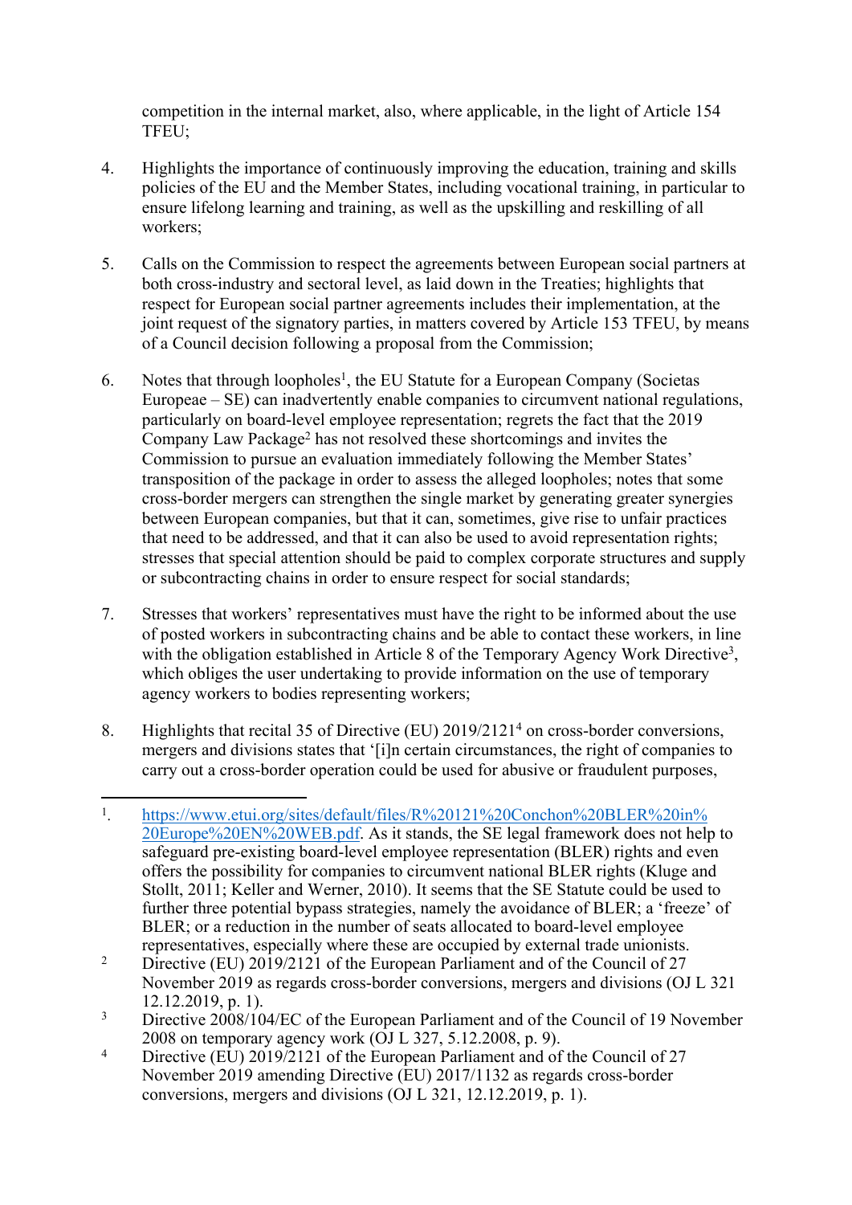competition in the internal market, also, where applicable, in the light of Article 154 TFEU;

4. Highlights the importance of continuously improving the education, training and skills policies of the EU and the Member States, including vocational training, in particular to ensure lifelong learning and training, as well as the upskilling and reskilling of all workers;

5. Calls on the Commission to respect the agreements between European social partners at both cross-industry and sectoral level, as laid down in the Treaties; highlights that respect for European social partner agreements includes their implementation, at the joint request of the signatory parties, in matters covered by Article 153 TFEU, by means of a Council decision following a proposal from the Commission;

6. Notes that through loopholes[1], the EU Statute for a European Company (Societas Europeae – SE) can inadvertently enable companies to circumvent national regulations, particularly on board-level employee representation; regrets the fact that the 2019 Company Law Package[2] has not resolved these shortcomings and invites the Commission to pursue an evaluation immediately following the Member States' transposition of the package in order to assess the alleged loopholes; notes that some cross-border mergers can strengthen the single market by generating greater synergies between European companies, but that it can, sometimes, give rise to unfair practices that need to be addressed, and that it can also be used to avoid representation rights; stresses that special attention should be paid to complex corporate structures and supply or subcontracting chains in order to ensure respect for social standards;

7. Stresses that workers' representatives must have the right to be informed about the use of posted workers in subcontracting chains and be able to contact these workers, in line with the obligation established in Article 8 of the Temporary Agency Work Directive[3], which obliges the user undertaking to provide information on the use of temporary agency workers to bodies representing workers;

8. Highlights that recital 35 of Directive (EU) 2019/2121[4] on cross-border conversions, mergers and divisions states that '[i]n certain circumstances, the right of companies to carry out a cross-border operation could be used for abusive or fraudulent purposes,

---

[1]. https://www.etui.org/sites/default/files/R%20121%20Conchon%20BLER%20in%20Europe%20EN%20WEB.pdf. As it stands, the SE legal framework does not help to safeguard pre-existing board-level employee representation (BLER) rights and even offers the possibility for companies to circumvent national BLER rights (Kluge and Stollt, 2011; Keller and Werner, 2010). It seems that the SE Statute could be used to further three potential bypass strategies, namely the avoidance of BLER; a 'freeze' of BLER; or a reduction in the number of seats allocated to board-level employee representatives, especially where these are occupied by external trade unionists.

[2] Directive (EU) 2019/2121 of the European Parliament and of the Council of 27 November 2019 as regards cross-border conversions, mergers and divisions (OJ L 321 12.12.2019, p. 1).

[3] Directive 2008/104/EC of the European Parliament and of the Council of 19 November 2008 on temporary agency work (OJ L 327, 5.12.2008, p. 9).

[4] Directive (EU) 2019/2121 of the European Parliament and of the Council of 27 November 2019 amending Directive (EU) 2017/1132 as regards cross-border conversions, mergers and divisions (OJ L 321, 12.12.2019, p. 1).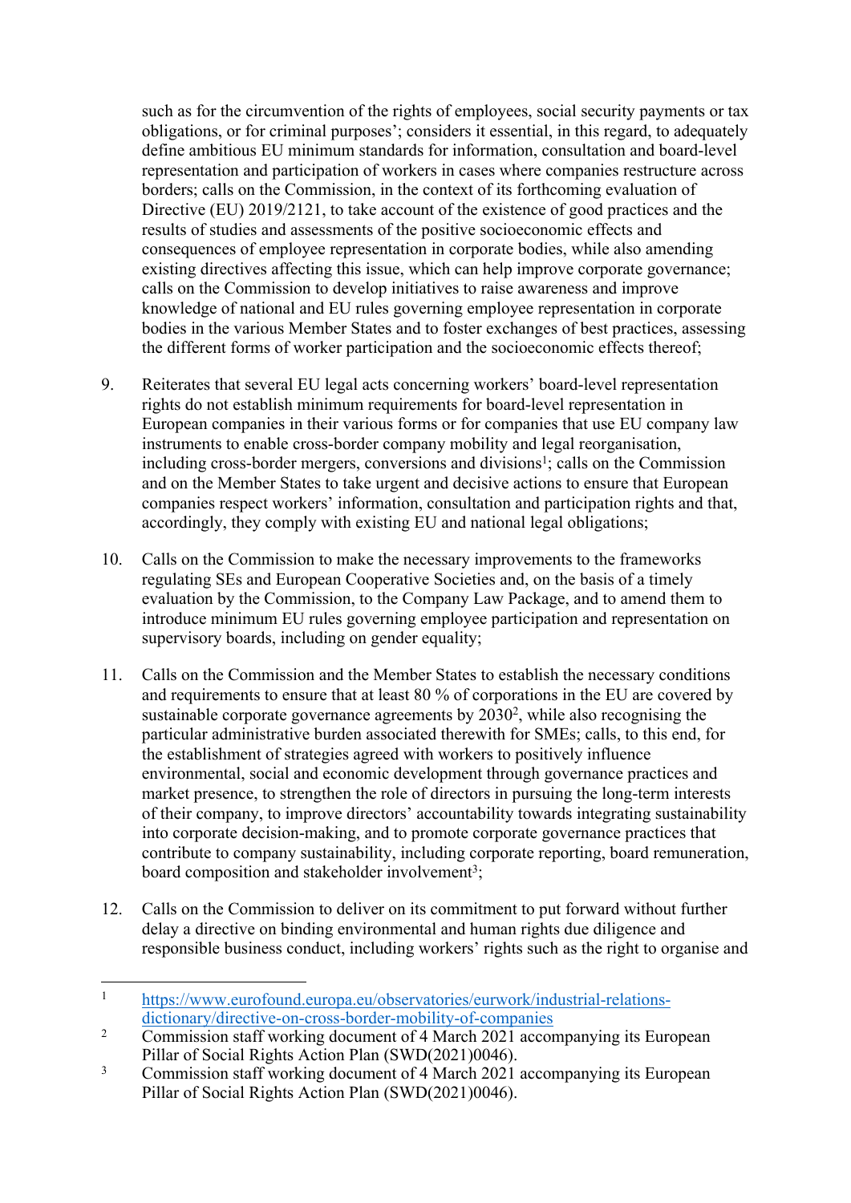such as for the circumvention of the rights of employees, social security payments or tax obligations, or for criminal purposes'; considers it essential, in this regard, to adequately define ambitious EU minimum standards for information, consultation and board-level representation and participation of workers in cases where companies restructure across borders; calls on the Commission, in the context of its forthcoming evaluation of Directive (EU) 2019/2121, to take account of the existence of good practices and the results of studies and assessments of the positive socioeconomic effects and consequences of employee representation in corporate bodies, while also amending existing directives affecting this issue, which can help improve corporate governance; calls on the Commission to develop initiatives to raise awareness and improve knowledge of national and EU rules governing employee representation in corporate bodies in the various Member States and to foster exchanges of best practices, assessing the different forms of worker participation and the socioeconomic effects thereof;

9. Reiterates that several EU legal acts concerning workers' board-level representation rights do not establish minimum requirements for board-level representation in European companies in their various forms or for companies that use EU company law instruments to enable cross-border company mobility and legal reorganisation, including cross-border mergers, conversions and divisions[1]; calls on the Commission and on the Member States to take urgent and decisive actions to ensure that European companies respect workers' information, consultation and participation rights and that, accordingly, they comply with existing EU and national legal obligations;

10. Calls on the Commission to make the necessary improvements to the frameworks regulating SEs and European Cooperative Societies and, on the basis of a timely evaluation by the Commission, to the Company Law Package, and to amend them to introduce minimum EU rules governing employee participation and representation on supervisory boards, including on gender equality;

11. Calls on the Commission and the Member States to establish the necessary conditions and requirements to ensure that at least 80 % of corporations in the EU are covered by sustainable corporate governance agreements by 2030[2], while also recognising the particular administrative burden associated therewith for SMEs; calls, to this end, for the establishment of strategies agreed with workers to positively influence environmental, social and economic development through governance practices and market presence, to strengthen the role of directors in pursuing the long-term interests of their company, to improve directors' accountability towards integrating sustainability into corporate decision-making, and to promote corporate governance practices that contribute to company sustainability, including corporate reporting, board remuneration, board composition and stakeholder involvement[3];

12. Calls on the Commission to deliver on its commitment to put forward without further delay a directive on binding environmental and human rights due diligence and responsible business conduct, including workers' rights such as the right to organise and

---

[1] https://www.eurofound.europa.eu/observatories/eurwork/industrial-relations-dictionary/directive-on-cross-border-mobility-of-companies

[2] Commission staff working document of 4 March 2021 accompanying its European Pillar of Social Rights Action Plan (SWD(2021)0046).

[3] Commission staff working document of 4 March 2021 accompanying its European Pillar of Social Rights Action Plan (SWD(2021)0046).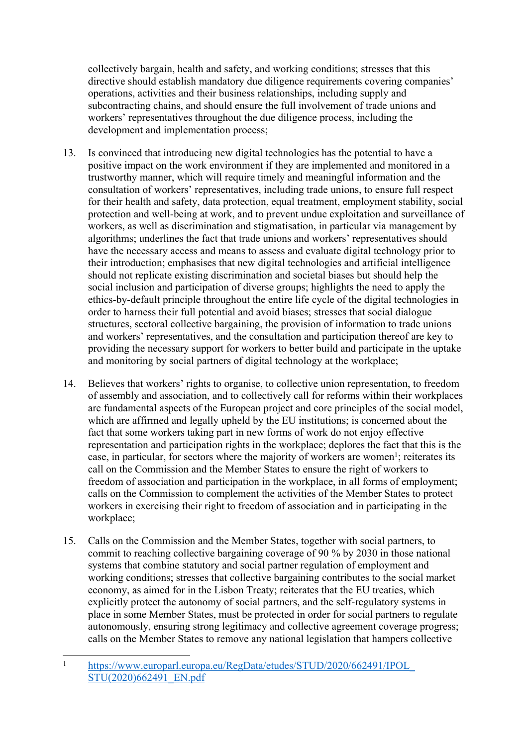collectively bargain, health and safety, and working conditions; stresses that this directive should establish mandatory due diligence requirements covering companies' operations, activities and their business relationships, including supply and subcontracting chains, and should ensure the full involvement of trade unions and workers' representatives throughout the due diligence process, including the development and implementation process;

13. Is convinced that introducing new digital technologies has the potential to have a positive impact on the work environment if they are implemented and monitored in a trustworthy manner, which will require timely and meaningful information and the consultation of workers' representatives, including trade unions, to ensure full respect for their health and safety, data protection, equal treatment, employment stability, social protection and well-being at work, and to prevent undue exploitation and surveillance of workers, as well as discrimination and stigmatisation, in particular via management by algorithms; underlines the fact that trade unions and workers' representatives should have the necessary access and means to assess and evaluate digital technology prior to their introduction; emphasises that new digital technologies and artificial intelligence should not replicate existing discrimination and societal biases but should help the social inclusion and participation of diverse groups; highlights the need to apply the ethics-by-default principle throughout the entire life cycle of the digital technologies in order to harness their full potential and avoid biases; stresses that social dialogue structures, sectoral collective bargaining, the provision of information to trade unions and workers' representatives, and the consultation and participation thereof are key to providing the necessary support for workers to better build and participate in the uptake and monitoring by social partners of digital technology at the workplace;

14. Believes that workers' rights to organise, to collective union representation, to freedom of assembly and association, and to collectively call for reforms within their workplaces are fundamental aspects of the European project and core principles of the social model, which are affirmed and legally upheld by the EU institutions; is concerned about the fact that some workers taking part in new forms of work do not enjoy effective representation and participation rights in the workplace; deplores the fact that this is the case, in particular, for sectors where the majority of workers are women[1]; reiterates its call on the Commission and the Member States to ensure the right of workers to freedom of association and participation in the workplace, in all forms of employment; calls on the Commission to complement the activities of the Member States to protect workers in exercising their right to freedom of association and in participating in the workplace;

15. Calls on the Commission and the Member States, together with social partners, to commit to reaching collective bargaining coverage of 90 % by 2030 in those national systems that combine statutory and social partner regulation of employment and working conditions; stresses that collective bargaining contributes to the social market economy, as aimed for in the Lisbon Treaty; reiterates that the EU treaties, which explicitly protect the autonomy of social partners, and the self-regulatory systems in place in some Member States, must be protected in order for social partners to regulate autonomously, ensuring strong legitimacy and collective agreement coverage progress; calls on the Member States to remove any national legislation that hampers collective

---

[1] https://www.europarl.europa.eu/RegData/etudes/STUD/2020/662491/IPOL_STU(2020)662491_EN.pdf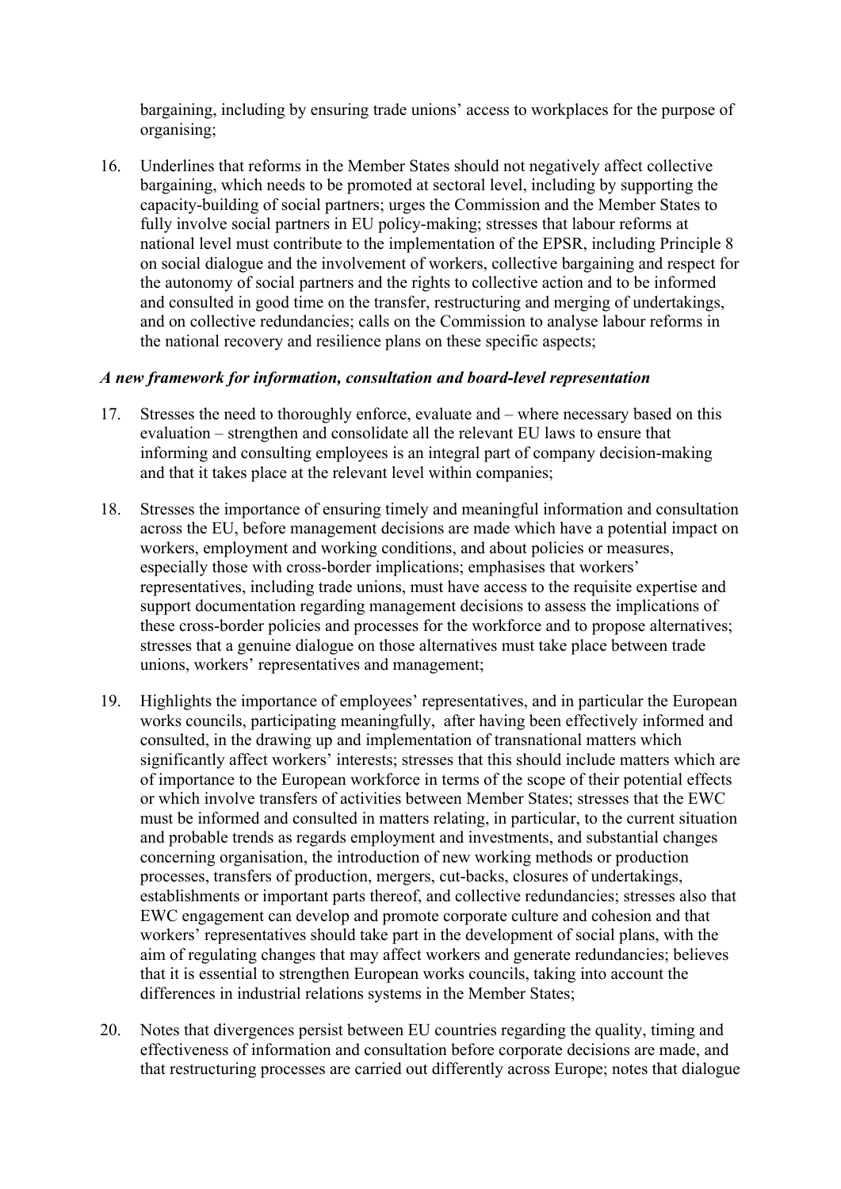bargaining, including by ensuring trade unions' access to workplaces for the purpose of organising;

16. Underlines that reforms in the Member States should not negatively affect collective bargaining, which needs to be promoted at sectoral level, including by supporting the capacity-building of social partners; urges the Commission and the Member States to fully involve social partners in EU policy-making; stresses that labour reforms at national level must contribute to the implementation of the EPSR, including Principle 8 on social dialogue and the involvement of workers, collective bargaining and respect for the autonomy of social partners and the rights to collective action and to be informed and consulted in good time on the transfer, restructuring and merging of undertakings, and on collective redundancies; calls on the Commission to analyse labour reforms in the national recovery and resilience plans on these specific aspects;

***A new framework for information, consultation and board-level representation***

17. Stresses the need to thoroughly enforce, evaluate and – where necessary based on this evaluation – strengthen and consolidate all the relevant EU laws to ensure that informing and consulting employees is an integral part of company decision-making and that it takes place at the relevant level within companies;

18. Stresses the importance of ensuring timely and meaningful information and consultation across the EU, before management decisions are made which have a potential impact on workers, employment and working conditions, and about policies or measures, especially those with cross-border implications; emphasises that workers' representatives, including trade unions, must have access to the requisite expertise and support documentation regarding management decisions to assess the implications of these cross-border policies and processes for the workforce and to propose alternatives; stresses that a genuine dialogue on those alternatives must take place between trade unions, workers' representatives and management;

19. Highlights the importance of employees' representatives, and in particular the European works councils, participating meaningfully, after having been effectively informed and consulted, in the drawing up and implementation of transnational matters which significantly affect workers' interests; stresses that this should include matters which are of importance to the European workforce in terms of the scope of their potential effects or which involve transfers of activities between Member States; stresses that the EWC must be informed and consulted in matters relating, in particular, to the current situation and probable trends as regards employment and investments, and substantial changes concerning organisation, the introduction of new working methods or production processes, transfers of production, mergers, cut-backs, closures of undertakings, establishments or important parts thereof, and collective redundancies; stresses also that EWC engagement can develop and promote corporate culture and cohesion and that workers' representatives should take part in the development of social plans, with the aim of regulating changes that may affect workers and generate redundancies; believes that it is essential to strengthen European works councils, taking into account the differences in industrial relations systems in the Member States;

20. Notes that divergences persist between EU countries regarding the quality, timing and effectiveness of information and consultation before corporate decisions are made, and that restructuring processes are carried out differently across Europe; notes that dialogue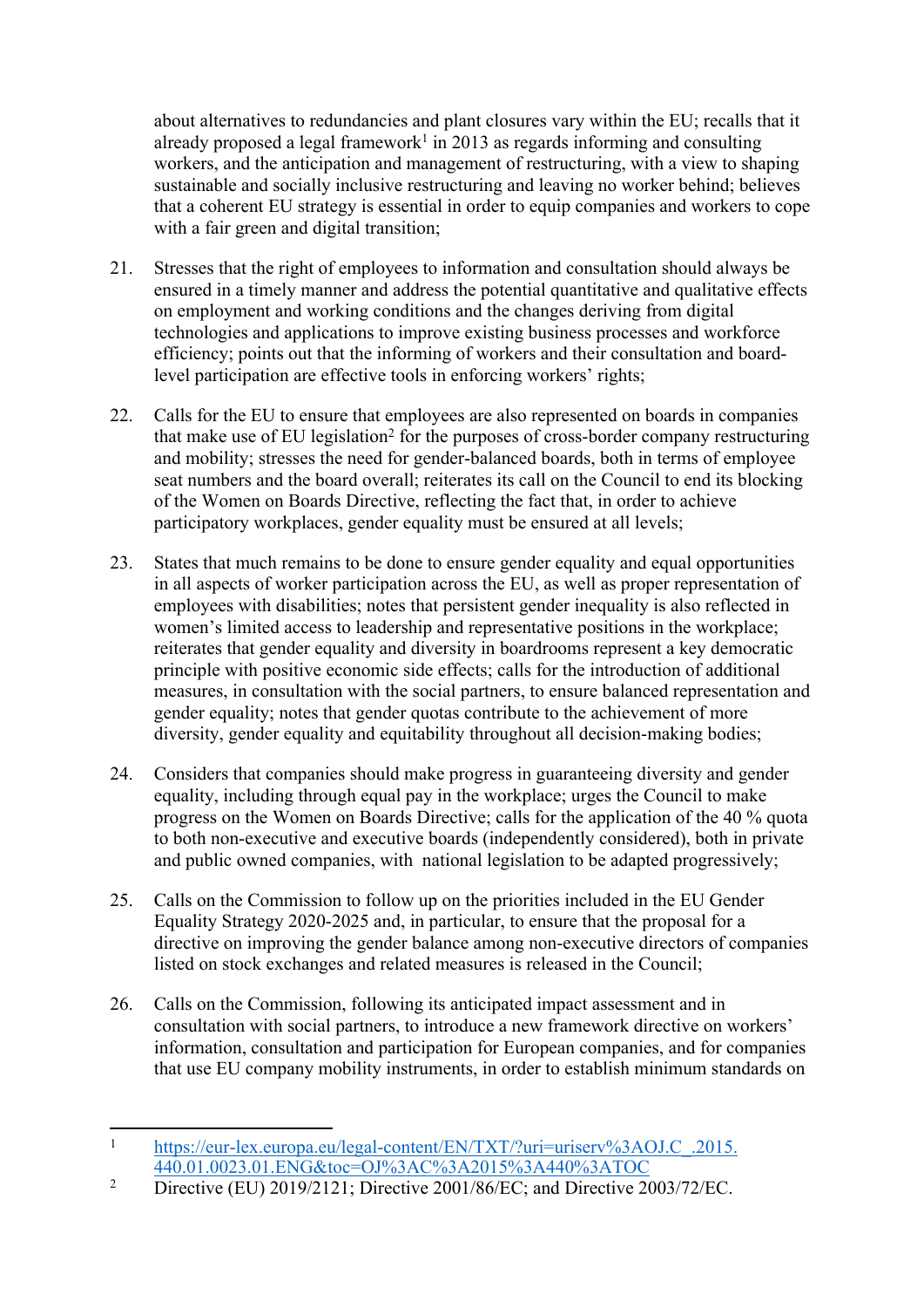about alternatives to redundancies and plant closures vary within the EU; recalls that it already proposed a legal framework[1] in 2013 as regards informing and consulting workers, and the anticipation and management of restructuring, with a view to shaping sustainable and socially inclusive restructuring and leaving no worker behind; believes that a coherent EU strategy is essential in order to equip companies and workers to cope with a fair green and digital transition;

21. Stresses that the right of employees to information and consultation should always be ensured in a timely manner and address the potential quantitative and qualitative effects on employment and working conditions and the changes deriving from digital technologies and applications to improve existing business processes and workforce efficiency; points out that the informing of workers and their consultation and board-level participation are effective tools in enforcing workers' rights;

22. Calls for the EU to ensure that employees are also represented on boards in companies that make use of EU legislation[2] for the purposes of cross-border company restructuring and mobility; stresses the need for gender-balanced boards, both in terms of employee seat numbers and the board overall; reiterates its call on the Council to end its blocking of the Women on Boards Directive, reflecting the fact that, in order to achieve participatory workplaces, gender equality must be ensured at all levels;

23. States that much remains to be done to ensure gender equality and equal opportunities in all aspects of worker participation across the EU, as well as proper representation of employees with disabilities; notes that persistent gender inequality is also reflected in women's limited access to leadership and representative positions in the workplace; reiterates that gender equality and diversity in boardrooms represent a key democratic principle with positive economic side effects; calls for the introduction of additional measures, in consultation with the social partners, to ensure balanced representation and gender equality; notes that gender quotas contribute to the achievement of more diversity, gender equality and equitability throughout all decision-making bodies;

24. Considers that companies should make progress in guaranteeing diversity and gender equality, including through equal pay in the workplace; urges the Council to make progress on the Women on Boards Directive; calls for the application of the 40 % quota to both non-executive and executive boards (independently considered), both in private and public owned companies, with national legislation to be adapted progressively;

25. Calls on the Commission to follow up on the priorities included in the EU Gender Equality Strategy 2020-2025 and, in particular, to ensure that the proposal for a directive on improving the gender balance among non-executive directors of companies listed on stock exchanges and related measures is released in the Council;

26. Calls on the Commission, following its anticipated impact assessment and in consultation with social partners, to introduce a new framework directive on workers' information, consultation and participation for European companies, and for companies that use EU company mobility instruments, in order to establish minimum standards on

---

[1] https://eur-lex.europa.eu/legal-content/EN/TXT/?uri=uriserv%3AOJ.C_.2015.440.01.0023.01.ENG&toc=OJ%3AC%3A2015%3A440%3ATOC

[2] Directive (EU) 2019/2121; Directive 2001/86/EC; and Directive 2003/72/EC.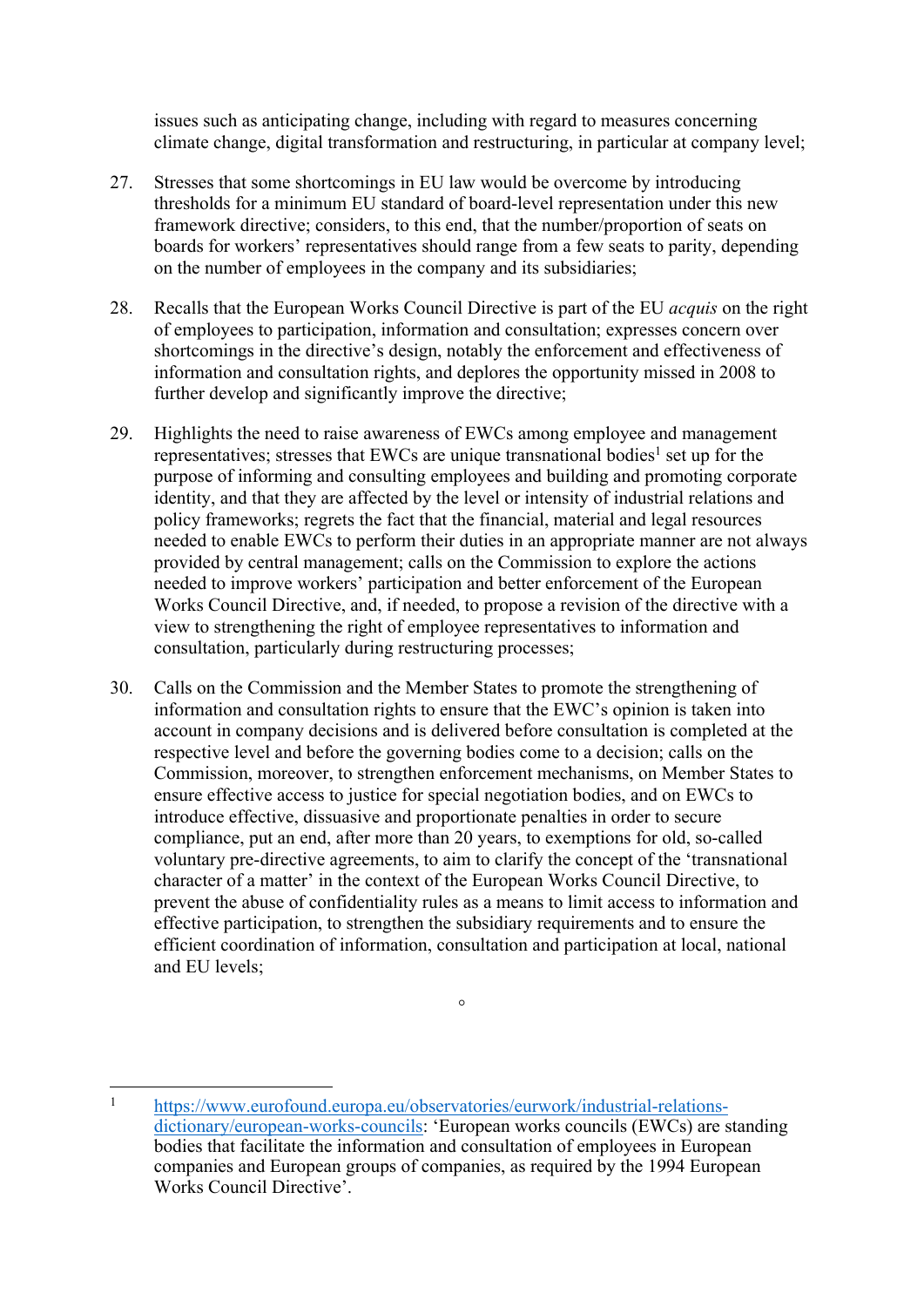issues such as anticipating change, including with regard to measures concerning climate change, digital transformation and restructuring, in particular at company level;

27. Stresses that some shortcomings in EU law would be overcome by introducing thresholds for a minimum EU standard of board-level representation under this new framework directive; considers, to this end, that the number/proportion of seats on boards for workers' representatives should range from a few seats to parity, depending on the number of employees in the company and its subsidiaries;

28. Recalls that the European Works Council Directive is part of the EU *acquis* on the right of employees to participation, information and consultation; expresses concern over shortcomings in the directive's design, notably the enforcement and effectiveness of information and consultation rights, and deplores the opportunity missed in 2008 to further develop and significantly improve the directive;

29. Highlights the need to raise awareness of EWCs among employee and management representatives; stresses that EWCs are unique transnational bodies[1] set up for the purpose of informing and consulting employees and building and promoting corporate identity, and that they are affected by the level or intensity of industrial relations and policy frameworks; regrets the fact that the financial, material and legal resources needed to enable EWCs to perform their duties in an appropriate manner are not always provided by central management; calls on the Commission to explore the actions needed to improve workers' participation and better enforcement of the European Works Council Directive, and, if needed, to propose a revision of the directive with a view to strengthening the right of employee representatives to information and consultation, particularly during restructuring processes;

30. Calls on the Commission and the Member States to promote the strengthening of information and consultation rights to ensure that the EWC's opinion is taken into account in company decisions and is delivered before consultation is completed at the respective level and before the governing bodies come to a decision; calls on the Commission, moreover, to strengthen enforcement mechanisms, on Member States to ensure effective access to justice for special negotiation bodies, and on EWCs to introduce effective, dissuasive and proportionate penalties in order to secure compliance, put an end, after more than 20 years, to exemptions for old, so-called voluntary pre-directive agreements, to aim to clarify the concept of the 'transnational character of a matter' in the context of the European Works Council Directive, to prevent the abuse of confidentiality rules as a means to limit access to information and effective participation, to strengthen the subsidiary requirements and to ensure the efficient coordination of information, consultation and participation at local, national and EU levels;

°

[1] https://www.eurofound.europa.eu/observatories/eurwork/industrial-relations-dictionary/european-works-councils: 'European works councils (EWCs) are standing bodies that facilitate the information and consultation of employees in European companies and European groups of companies, as required by the 1994 European Works Council Directive'.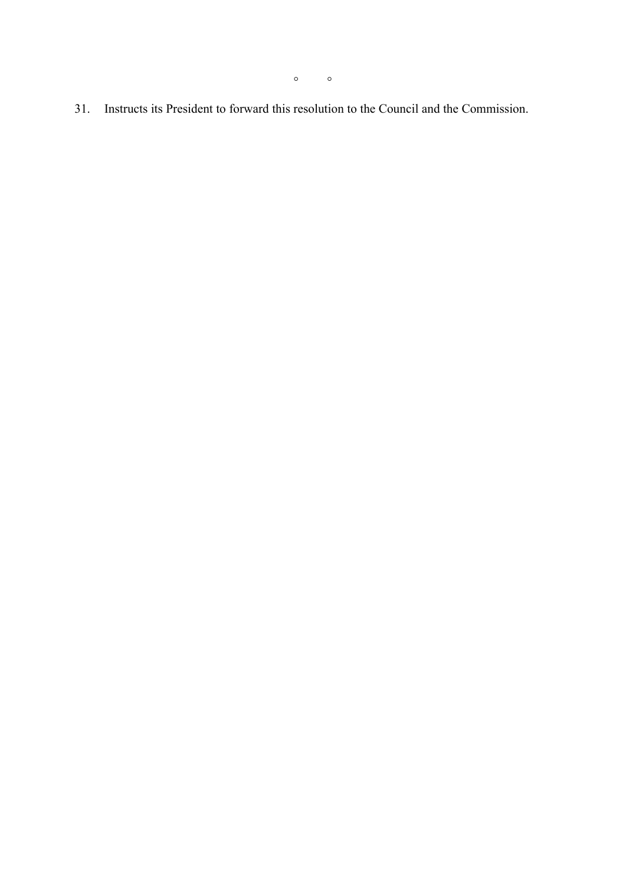° °

31. Instructs its President to forward this resolution to the Council and the Commission.